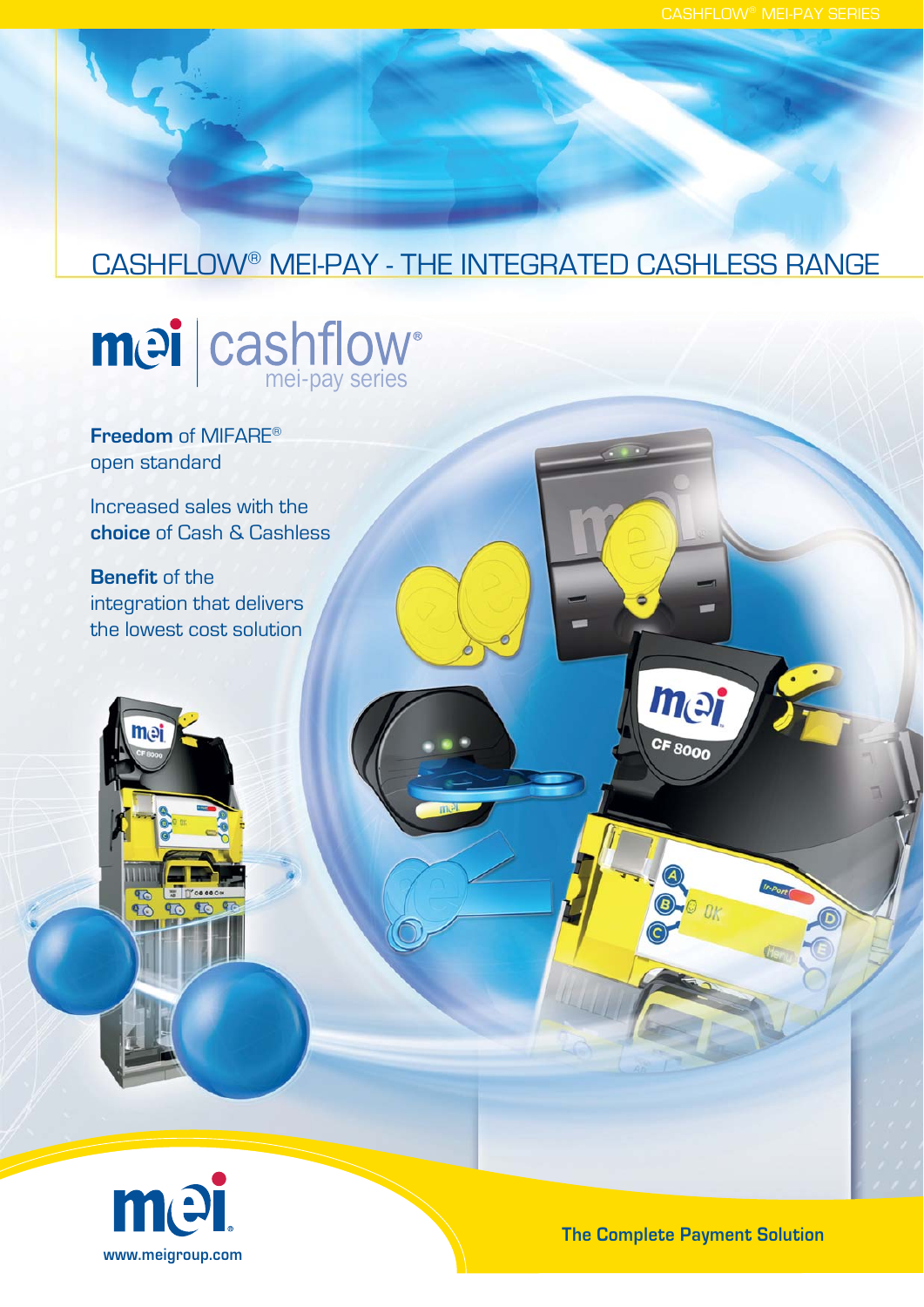# CASHFLOW® MEI-PAY - THE INTEGRATED CASHLESS RANGE

mei | cashflow®
mei-pay series

**Freedom** of MIFARE® open standard

Increased sales with the **choice** of Cash & Cashless

**Benefit** of the integration that delivers the lowest cost solution

mei
www.meigroup.com

**The Complete Payment Solution**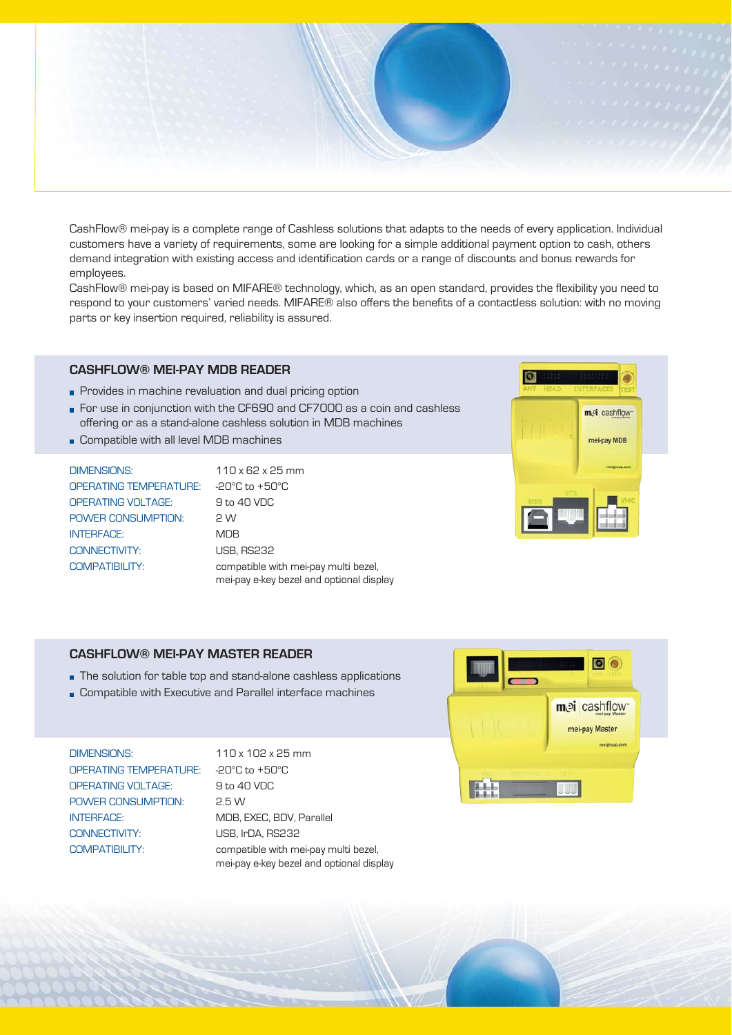CashFlow® mei-pay is a complete range of Cashless solutions that adapts to the needs of every application. Individual customers have a variety of requirements, some are looking for a simple additional payment option to cash, others demand integration with existing access and identification cards or a range of discounts and bonus rewards for employees.

CashFlow® mei-pay is based on MIFARE® technology, which, as an open standard, provides the flexibility you need to respond to your customers' varied needs. MIFARE® also offers the benefits of a contactless solution: with no moving parts or key insertion required, reliability is assured.

## CASHFLOW® MEI-PAY MDB READER

- Provides in machine revaluation and dual pricing option
- For use in conjunction with the CF690 and CF7000 as a coin and cashless offering or as a stand-alone cashless solution in MDB machines
- Compatible with all level MDB machines

| | |
|---|---|
| DIMENSIONS: | 110 x 62 x 25 mm |
| OPERATING TEMPERATURE: | -20°C to +50°C |
| OPERATING VOLTAGE: | 9 to 40 VDC |
| POWER CONSUMPTION: | 2 W |
| INTERFACE: | MDB |
| CONNECTIVITY: | USB, RS232 |
| COMPATIBILITY: | compatible with mei-pay multi bezel, mei-pay e-key bezel and optional display |

## CASHFLOW® MEI-PAY MASTER READER

- The solution for table top and stand-alone cashless applications
- Compatible with Executive and Parallel interface machines

| | |
|---|---|
| DIMENSIONS: | 110 x 102 x 25 mm |
| OPERATING TEMPERATURE: | -20°C to +50°C |
| OPERATING VOLTAGE: | 9 to 40 VDC |
| POWER CONSUMPTION: | 2.5 W |
| INTERFACE: | MDB, EXEC, BDV, Parallel |
| CONNECTIVITY: | USB, IrDA, RS232 |
| COMPATIBILITY: | compatible with mei-pay multi bezel, mei-pay e-key bezel and optional display |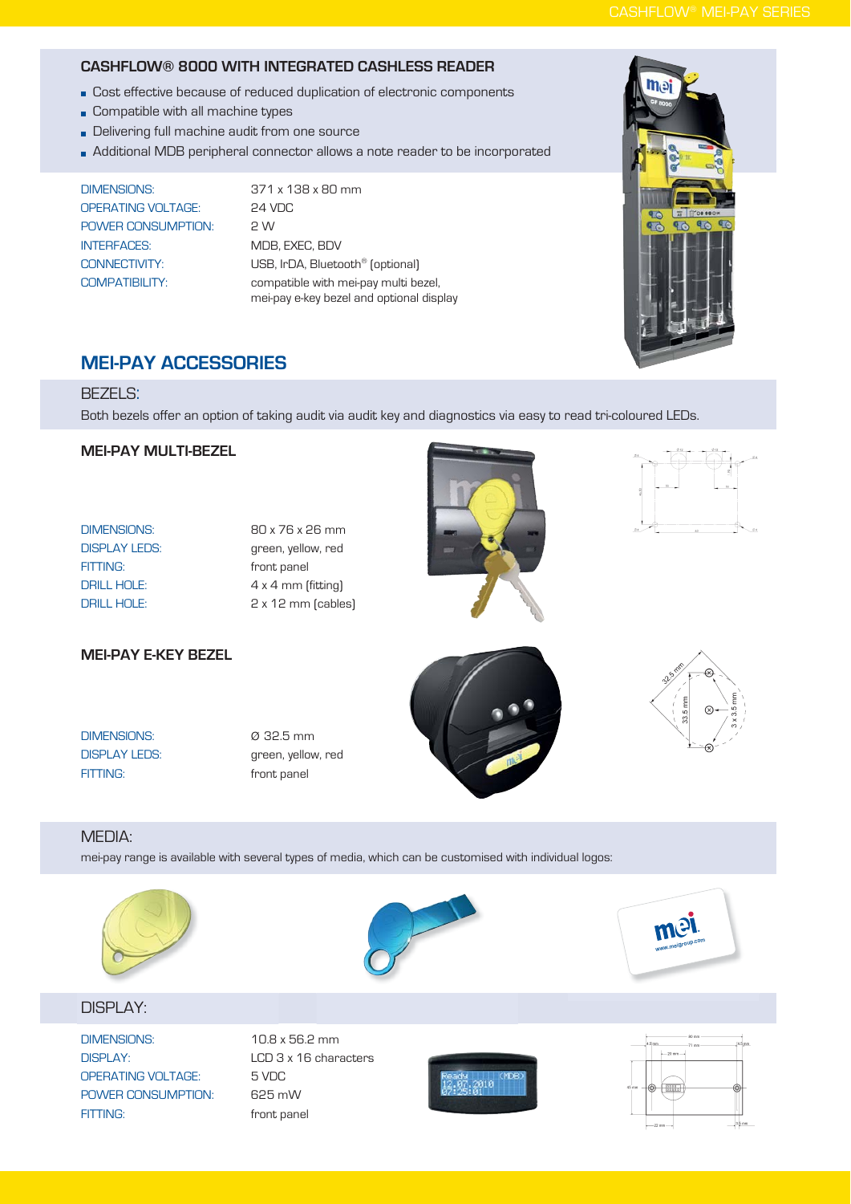## CASHFLOW® 8000 WITH INTEGRATED CASHLESS READER

- Cost effective because of reduced duplication of electronic components
- Compatible with all machine types
- Delivering full machine audit from one source
- Additional MDB peripheral connector allows a note reader to be incorporated

| | |
|---|---|
| DIMENSIONS: | 371 x 138 x 80 mm |
| OPERATING VOLTAGE: | 24 VDC |
| POWER CONSUMPTION: | 2 W |
| INTERFACES: | MDB, EXEC, BDV |
| CONNECTIVITY: | USB, IrDA, Bluetooth® (optional) |
| COMPATIBILITY: | compatible with mei-pay multi bezel, mei-pay e-key bezel and optional display |

## MEI-PAY ACCESSORIES

### BEZELS:

Both bezels offer an option of taking audit via audit key and diagnostics via easy to read tri-coloured LEDs.

#### MEI-PAY MULTI-BEZEL

| | |
|---|---|
| DIMENSIONS: | 80 x 76 x 26 mm |
| DISPLAY LEDS: | green, yellow, red |
| FITTING: | front panel |
| DRILL HOLE: | 4 x 4 mm (fitting) |
| DRILL HOLE: | 2 x 12 mm (cables) |

#### MEI-PAY E-KEY BEZEL

| | |
|---|---|
| DIMENSIONS: | Ø 32.5 mm |
| DISPLAY LEDS: | green, yellow, red |
| FITTING: | front panel |

32.5 mm
33.5 mm
3 x 3.5 mm

### MEDIA:

mei-pay range is available with several types of media, which can be customised with individual logos:

### DISPLAY:

| | |
|---|---|
| DIMENSIONS: | 10.8 x 56.2 mm |
| DISPLAY: | LCD 3 x 16 characters |
| OPERATING VOLTAGE: | 5 VDC |
| POWER CONSUMPTION: | 625 mW |
| FITTING: | front panel |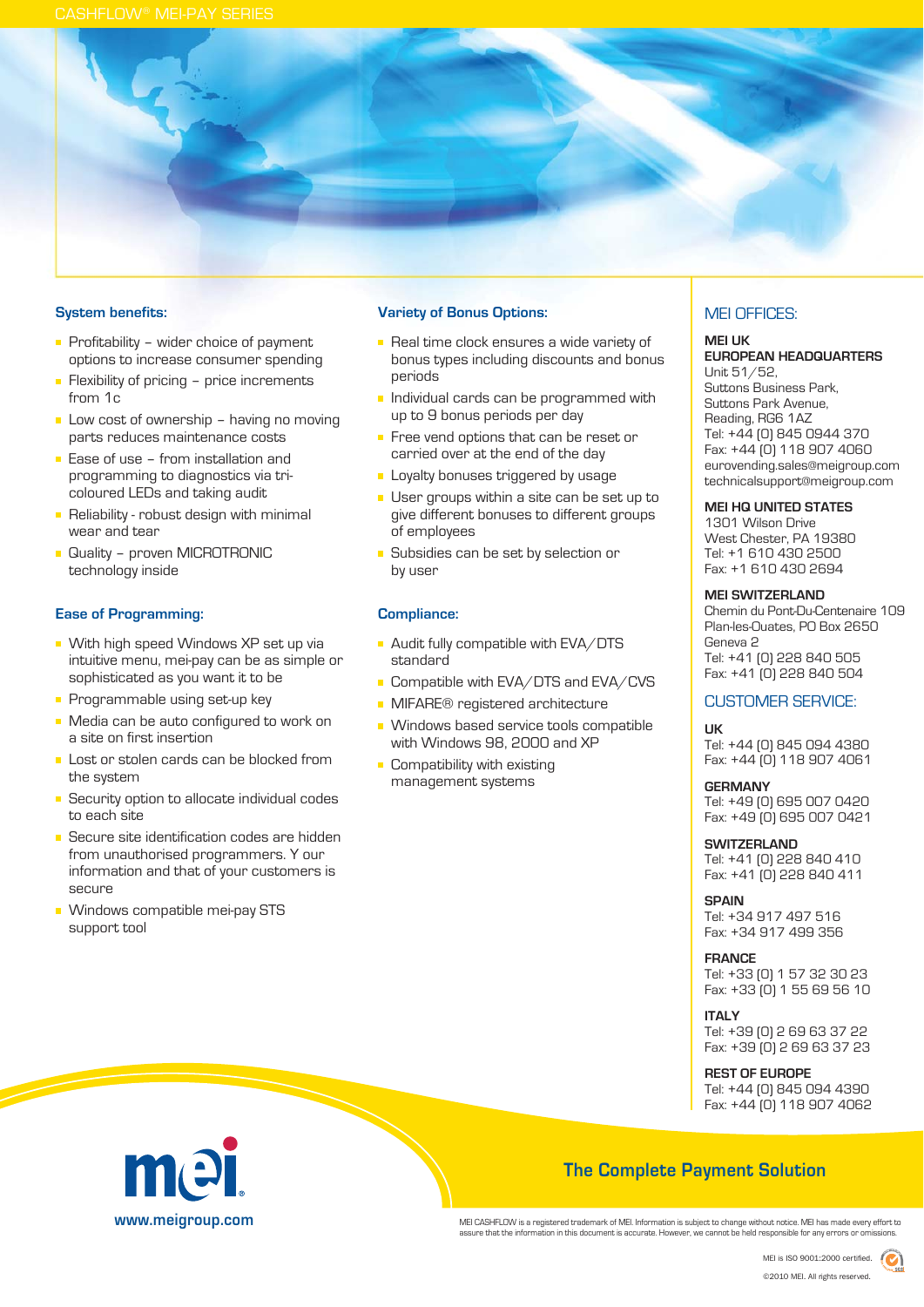## System benefits:

- Profitability – wider choice of payment options to increase consumer spending
- Flexibility of pricing – price increments from 1c
- Low cost of ownership – having no moving parts reduces maintenance costs
- Ease of use – from installation and programming to diagnostics via tri-coloured LEDs and taking audit
- Reliability - robust design with minimal wear and tear
- Quality – proven MICROTRONIC technology inside

## Ease of Programming:

- With high speed Windows XP set up via intuitive menu, mei-pay can be as simple or sophisticated as you want it to be
- Programmable using set-up key
- Media can be auto configured to work on a site on first insertion
- Lost or stolen cards can be blocked from the system
- Security option to allocate individual codes to each site
- Secure site identification codes are hidden from unauthorised programmers. Y our information and that of your customers is secure
- Windows compatible mei-pay STS support tool

## Variety of Bonus Options:

- Real time clock ensures a wide variety of bonus types including discounts and bonus periods
- Individual cards can be programmed with up to 9 bonus periods per day
- Free vend options that can be reset or carried over at the end of the day
- Loyalty bonuses triggered by usage
- User groups within a site can be set up to give different bonuses to different groups of employees
- Subsidies can be set by selection or by user

## Compliance:

- Audit fully compatible with EVA/DTS standard
- Compatible with EVA/DTS and EVA/CVS
- MIFARE® registered architecture
- Windows based service tools compatible with Windows 98, 2000 and XP
- Compatibility with existing management systems

## MEI OFFICES:

**MEI UK**
**EUROPEAN HEADQUARTERS**
Unit 51/52,
Suttons Business Park,
Suttons Park Avenue,
Reading, RG6 1AZ
Tel: +44 (0) 845 0944 370
Fax: +44 (0) 118 907 4060
eurovending.sales@meigroup.com
technicalsupport@meigroup.com

**MEI HQ UNITED STATES**
1301 Wilson Drive
West Chester, PA 19380
Tel: +1 610 430 2500
Fax: +1 610 430 2694

**MEI SWITZERLAND**
Chemin du Pont-Du-Centenaire 109
Plan-les-Ouates, PO Box 2650
Geneva 2
Tel: +41 (0) 228 840 505
Fax: +41 (0) 228 840 504

## CUSTOMER SERVICE:

**UK**
Tel: +44 (0) 845 094 4380
Fax: +44 (0) 118 907 4061

**GERMANY**
Tel: +49 (0) 695 007 0420
Fax: +49 (0) 695 007 0421

**SWITZERLAND**
Tel: +41 (0) 228 840 410
Fax: +41 (0) 228 840 411

**SPAIN**
Tel: +34 917 497 516
Fax: +34 917 499 356

**FRANCE**
Tel: +33 (0) 1 57 32 30 23
Fax: +33 (0) 1 55 69 56 10

**ITALY**
Tel: +39 (0) 2 69 63 37 22
Fax: +39 (0) 2 69 63 37 23

**REST OF EUROPE**
Tel: +44 (0) 845 094 4390
Fax: +44 (0) 118 907 4062

mei
www.meigroup.com

**The Complete Payment Solution**

MEI CASHFLOW is a registered trademark of MEI. Information is subject to change without notice. MEI has made every effort to assure that the information in this document is accurate. However, we cannot be held responsible for any errors or omissions.

MEI is ISO 9001:2000 certified.

©2010 MEI. All rights reserved.